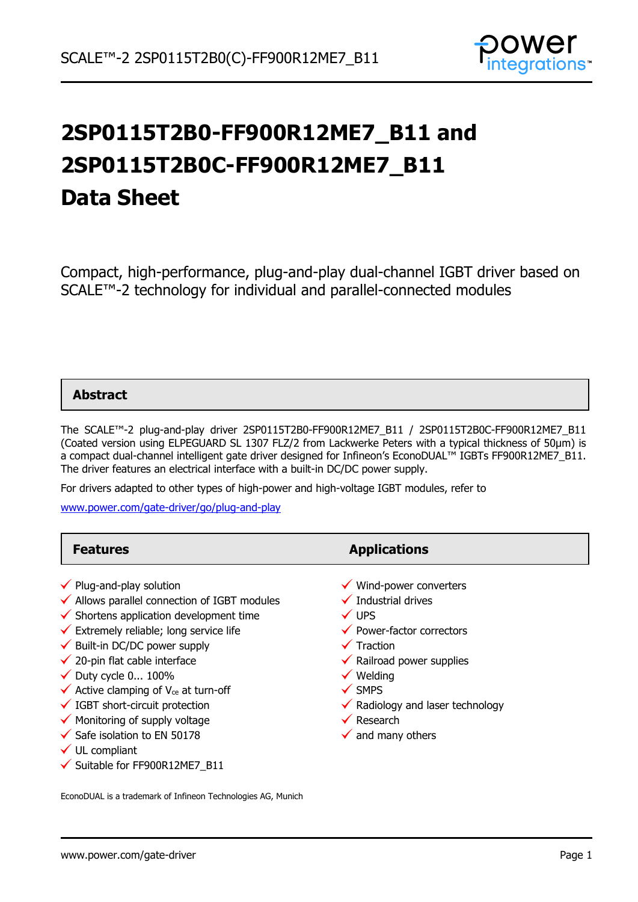# 2SP0115T2B0-FF900R12ME7_B11 and 2SP0115T2B0C-FF900R12ME7_B11 Data Sheet

Compact, high-performance, plug-and-play dual-channel IGBT driver based on SCALE™-2 technology for individual and parallel-connected modules

## Abstract

The SCALE™-2 plug-and-play driver 2SP0115T2B0-FF900R12ME7_B11 / 2SP0115T2B0C-FF900R12ME7_B11 (Coated version using ELPEGUARD SL 1307 FLZ/2 from Lackwerke Peters with a typical thickness of 50µm) is a compact dual-channel intelligent gate driver designed for Infineon's EconoDUAL™ IGBTs FF900R12ME7_B11. The driver features an electrical interface with a built-in DC/DC power supply.

For drivers adapted to other types of high-power and high-voltage IGBT modules, refer to

[www.power.com/gate-driver/go/plug-and-play](www.power.com/gate-driver/go/plug-and-play)

## Features

- ✓ Plug-and-play solution
- ✓ Allows parallel connection of IGBT modules
- ✓ Shortens application development time
- ✓ Extremely reliable; long service life
- ✓ Built-in DC/DC power supply
- ✓ 20-pin flat cable interface
- ✓ Duty cycle 0... 100%
- ✓ Active clamping of $V_{ce}$ at turn-off
- ✓ IGBT short-circuit protection
- ✓ Monitoring of supply voltage
- ✓ Safe isolation to EN 50178
- ✓ UL compliant
- ✓ Suitable for FF900R12ME7_B11

## Applications

- ✓ Wind-power converters
- ✓ Industrial drives
- ✓ UPS
- ✓ Power-factor correctors
- ✓ Traction
- ✓ Railroad power supplies
- ✓ Welding
- ✓ SMPS
- ✓ Radiology and laser technology
- ✓ Research
- ✓ and many others

EconoDUAL is a trademark of Infineon Technologies AG, Munich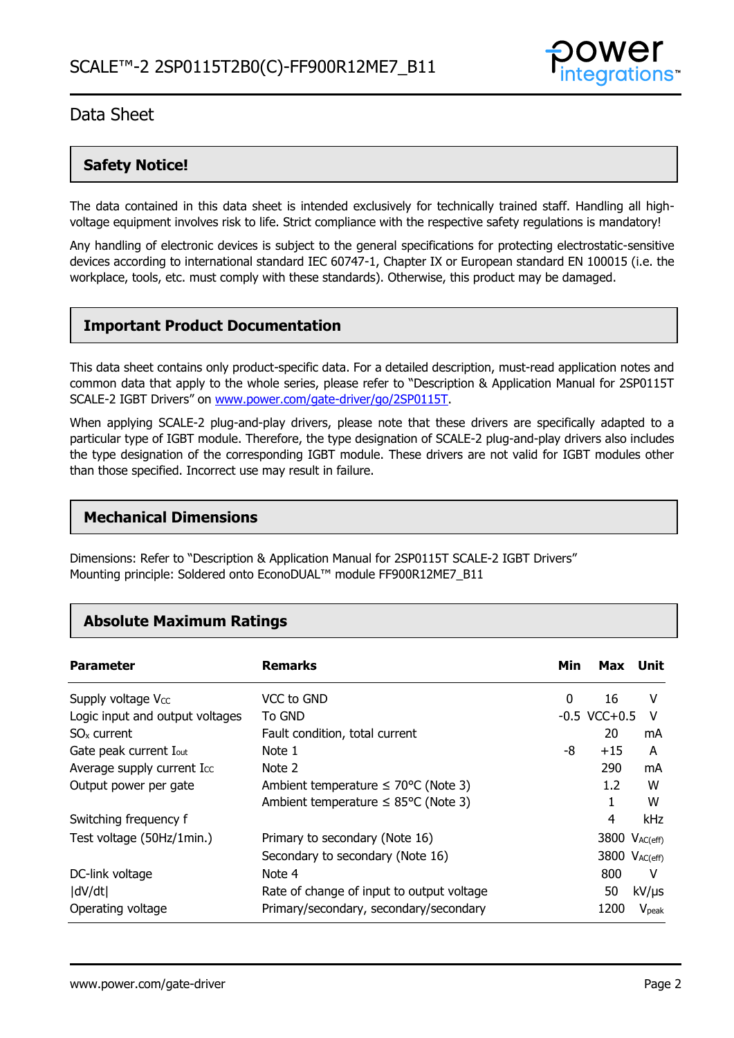## Safety Notice!

The data contained in this data sheet is intended exclusively for technically trained staff. Handling all high-voltage equipment involves risk to life. Strict compliance with the respective safety regulations is mandatory!

Any handling of electronic devices is subject to the general specifications for protecting electrostatic-sensitive devices according to international standard IEC 60747-1, Chapter IX or European standard EN 100015 (i.e. the workplace, tools, etc. must comply with these standards). Otherwise, this product may be damaged.

## Important Product Documentation

This data sheet contains only product-specific data. For a detailed description, must-read application notes and common data that apply to the whole series, please refer to "Description & Application Manual for 2SP0115T SCALE-2 IGBT Drivers" on [www.power.com/gate-driver/go/2SP0115T](http://www.power.com/gate-driver/go/2SP0115T).

When applying SCALE-2 plug-and-play drivers, please note that these drivers are specifically adapted to a particular type of IGBT module. Therefore, the type designation of SCALE-2 plug-and-play drivers also includes the type designation of the corresponding IGBT module. These drivers are not valid for IGBT modules other than those specified. Incorrect use may result in failure.

## Mechanical Dimensions

Dimensions: Refer to "Description & Application Manual for 2SP0115T SCALE-2 IGBT Drivers"
Mounting principle: Soldered onto EconoDUAL™ module FF900R12ME7_B11

## Absolute Maximum Ratings

| Parameter | Remarks | Min | Max | Unit |
|---|---|---|---|---|
| Supply voltage $V_{CC}$ | VCC to GND | 0 | 16 | V |
| Logic input and output voltages | To GND | -0.5 | VCC+0.5 | V |
| $SO_x$ current | Fault condition, total current | | 20 | mA |
| Gate peak current $I_{out}$ | Note 1 | -8 | +15 | A |
| Average supply current $I_{CC}$ | Note 2 | | 290 | mA |
| Output power per gate | Ambient temperature ≤ 70°C (Note 3) | | 1.2 | W |
| | Ambient temperature ≤ 85°C (Note 3) | | 1 | W |
| Switching frequency f | | | 4 | kHz |
| Test voltage (50Hz/1min.) | Primary to secondary (Note 16) | | 3800 | $V_{AC(eff)}$ |
| | Secondary to secondary (Note 16) | | 3800 | $V_{AC(eff)}$ |
| DC-link voltage | Note 4 | | 800 | V |
| \|dV/dt\| | Rate of change of input to output voltage | | 50 | kV/µs |
| Operating voltage | Primary/secondary, secondary/secondary | | 1200 | $V_{peak}$ |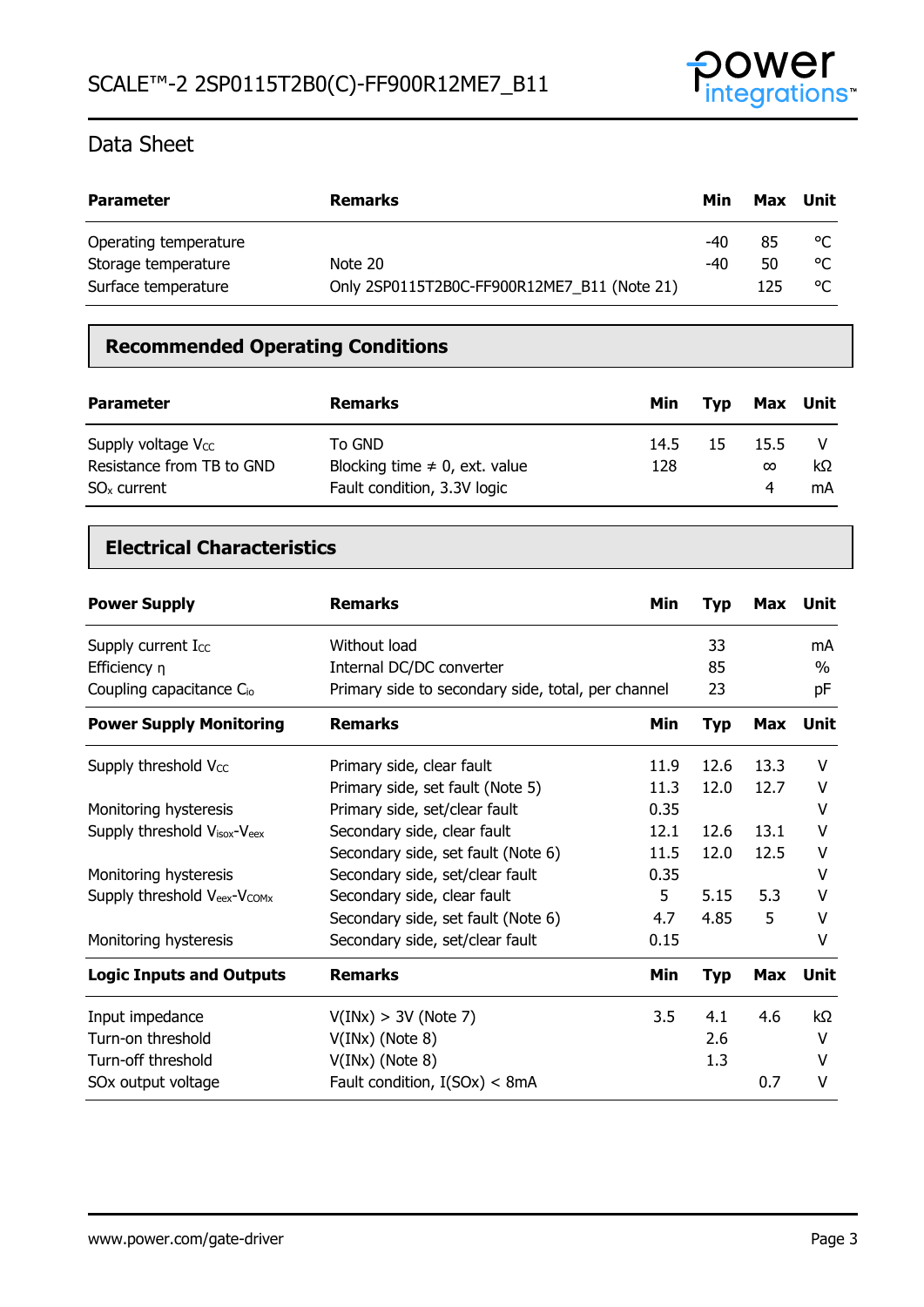| Parameter | Remarks | Min | Max | Unit |
|---|---|---|---|---|
| Operating temperature | | -40 | 85 | °C |
| Storage temperature | Note 20 | -40 | 50 | °C |
| Surface temperature | Only 2SP0115T2B0C-FF900R12ME7_B11 (Note 21) | | 125 | °C |

## Recommended Operating Conditions

| Parameter | Remarks | Min | Typ | Max | Unit |
|---|---|---|---|---|---|
| Supply voltage $V_{CC}$ | To GND | 14.5 | 15 | 15.5 | V |
| Resistance from TB to GND | Blocking time ≠ 0, ext. value | 128 | | ∞ | kΩ |
| $SO_x$ current | Fault condition, 3.3V logic | | | 4 | mA |

## Electrical Characteristics

| Power Supply | Remarks | Min | Typ | Max | Unit |
|---|---|---|---|---|---|
| Supply current $I_{CC}$ | Without load | | 33 | | mA |
| Efficiency η | Internal DC/DC converter | | 85 | | % |
| Coupling capacitance $C_{io}$ | Primary side to secondary side, total, per channel | | 23 | | pF |
| **Power Supply Monitoring** | **Remarks** | **Min** | **Typ** | **Max** | **Unit** |
| Supply threshold $V_{CC}$ | Primary side, clear fault | 11.9 | 12.6 | 13.3 | V |
| | Primary side, set fault (Note 5) | 11.3 | 12.0 | 12.7 | V |
| Monitoring hysteresis | Primary side, set/clear fault | 0.35 | | | V |
| Supply threshold $V_{isox}$-$V_{eex}$ | Secondary side, clear fault | 12.1 | 12.6 | 13.1 | V |
| | Secondary side, set fault (Note 6) | 11.5 | 12.0 | 12.5 | V |
| Monitoring hysteresis | Secondary side, set/clear fault | 0.35 | | | V |
| Supply threshold $V_{eex}$-$V_{COMx}$ | Secondary side, clear fault | 5 | 5.15 | 5.3 | V |
| | Secondary side, set fault (Note 6) | 4.7 | 4.85 | 5 | V |
| Monitoring hysteresis | Secondary side, set/clear fault | 0.15 | | | V |
| **Logic Inputs and Outputs** | **Remarks** | **Min** | **Typ** | **Max** | **Unit** |
| Input impedance | V(INx) > 3V (Note 7) | 3.5 | 4.1 | 4.6 | kΩ |
| Turn-on threshold | V(INx) (Note 8) | | 2.6 | | V |
| Turn-off threshold | V(INx) (Note 8) | | 1.3 | | V |
| SOx output voltage | Fault condition, I(SOx) < 8mA | | | 0.7 | V |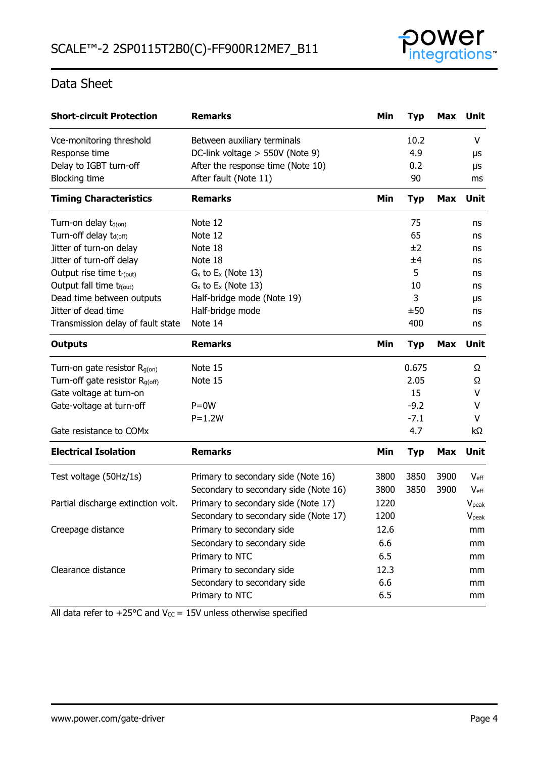## Data Sheet

| Short-circuit Protection | Remarks | Min | Typ | Max | Unit |
|---|---|---|---|---|---|
| Vce-monitoring threshold | Between auxiliary terminals | | 10.2 | | V |
| Response time | DC-link voltage > 550V (Note 9) | | 4.9 | | µs |
| Delay to IGBT turn-off | After the response time (Note 10) | | 0.2 | | µs |
| Blocking time | After fault (Note 11) | | 90 | | ms |

| Timing Characteristics | Remarks | Min | Typ | Max | Unit |
|---|---|---|---|---|---|
| Turn-on delay $t_{d(on)}$ | Note 12 | | 75 | | ns |
| Turn-off delay $t_{d(off)}$ | Note 12 | | 65 | | ns |
| Jitter of turn-on delay | Note 18 | | ±2 | | ns |
| Jitter of turn-off delay | Note 18 | | ±4 | | ns |
| Output rise time $t_{r(out)}$ | $G_x$ to $E_x$ (Note 13) | | 5 | | ns |
| Output fall time $t_{f(out)}$ | $G_x$ to $E_x$ (Note 13) | | 10 | | ns |
| Dead time between outputs | Half-bridge mode (Note 19) | | 3 | | µs |
| Jitter of dead time | Half-bridge mode | | ±50 | | ns |
| Transmission delay of fault state | Note 14 | | 400 | | ns |

| Outputs | Remarks | Min | Typ | Max | Unit |
|---|---|---|---|---|---|
| Turn-on gate resistor $R_{g(on)}$ | Note 15 | | 0.675 | | Ω |
| Turn-off gate resistor $R_{g(off)}$ | Note 15 | | 2.05 | | Ω |
| Gate voltage at turn-on | | | 15 | | V |
| Gate-voltage at turn-off | P=0W | | -9.2 | | V |
| | P=1.2W | | -7.1 | | V |
| Gate resistance to COMx | | | 4.7 | | kΩ |

| Electrical Isolation | Remarks | Min | Typ | Max | Unit |
|---|---|---|---|---|---|
| Test voltage (50Hz/1s) | Primary to secondary side (Note 16) | 3800 | 3850 | 3900 | $V_{eff}$ |
| | Secondary to secondary side (Note 16) | 3800 | 3850 | 3900 | $V_{eff}$ |
| Partial discharge extinction volt. | Primary to secondary side (Note 17) | 1220 | | | $V_{peak}$ |
| | Secondary to secondary side (Note 17) | 1200 | | | $V_{peak}$ |
| Creepage distance | Primary to secondary side | 12.6 | | | mm |
| | Secondary to secondary side | 6.6 | | | mm |
| | Primary to NTC | 6.5 | | | mm |
| Clearance distance | Primary to secondary side | 12.3 | | | mm |
| | Secondary to secondary side | 6.6 | | | mm |
| | Primary to NTC | 6.5 | | | mm |

All data refer to +25°C and $V_{CC}$ = 15V unless otherwise specified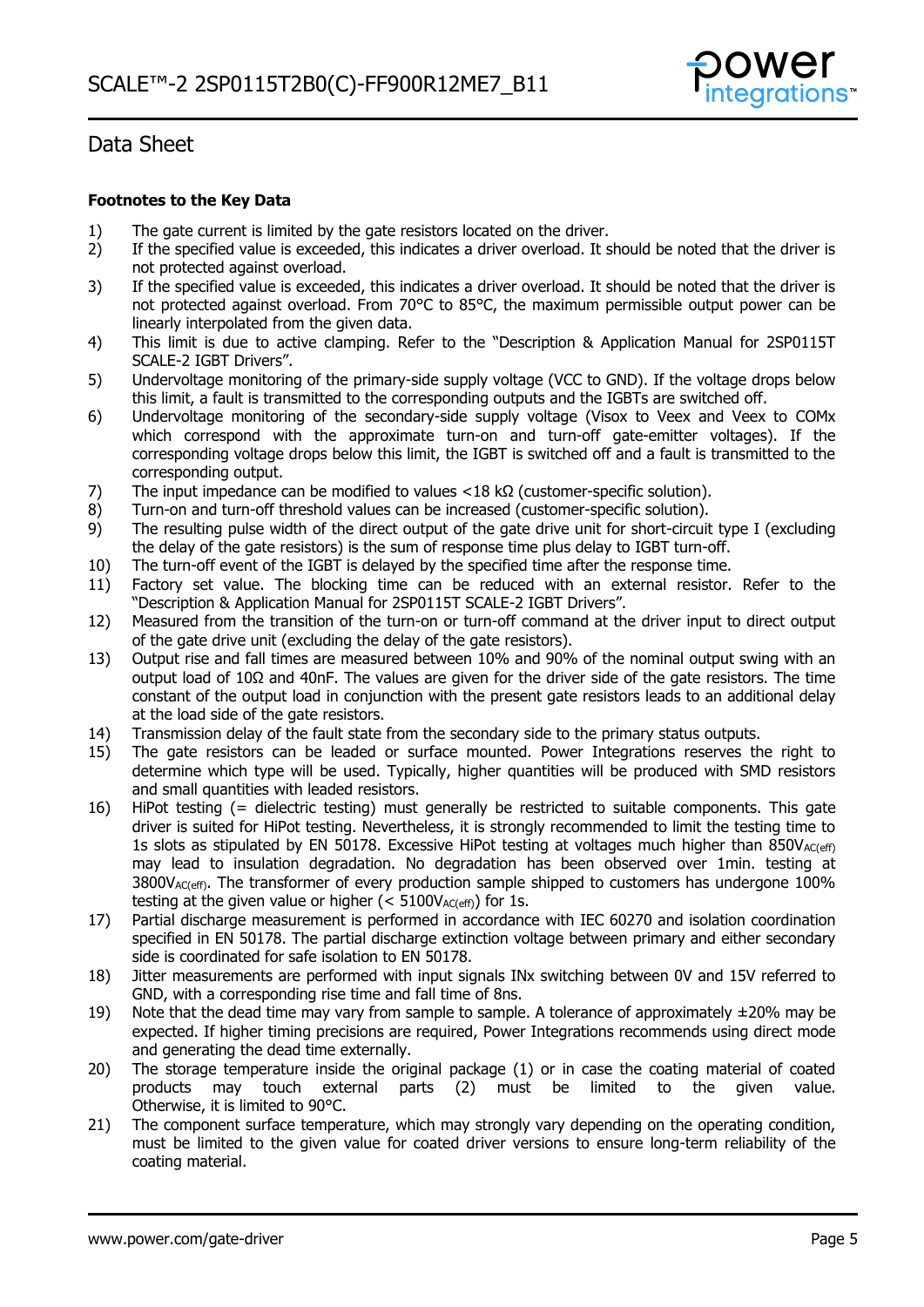# Data Sheet

**Footnotes to the Key Data**

1) The gate current is limited by the gate resistors located on the driver.
2) If the specified value is exceeded, this indicates a driver overload. It should be noted that the driver is not protected against overload.
3) If the specified value is exceeded, this indicates a driver overload. It should be noted that the driver is not protected against overload. From 70°C to 85°C, the maximum permissible output power can be linearly interpolated from the given data.
4) This limit is due to active clamping. Refer to the "Description & Application Manual for 2SP0115T SCALE-2 IGBT Drivers".
5) Undervoltage monitoring of the primary-side supply voltage (VCC to GND). If the voltage drops below this limit, a fault is transmitted to the corresponding outputs and the IGBTs are switched off.
6) Undervoltage monitoring of the secondary-side supply voltage (Visox to Veex and Veex to COMx which correspond with the approximate turn-on and turn-off gate-emitter voltages). If the corresponding voltage drops below this limit, the IGBT is switched off and a fault is transmitted to the corresponding output.
7) The input impedance can be modified to values <18 kΩ (customer-specific solution).
8) Turn-on and turn-off threshold values can be increased (customer-specific solution).
9) The resulting pulse width of the direct output of the gate drive unit for short-circuit type I (excluding the delay of the gate resistors) is the sum of response time plus delay to IGBT turn-off.
10) The turn-off event of the IGBT is delayed by the specified time after the response time.
11) Factory set value. The blocking time can be reduced with an external resistor. Refer to the "Description & Application Manual for 2SP0115T SCALE-2 IGBT Drivers".
12) Measured from the transition of the turn-on or turn-off command at the driver input to direct output of the gate drive unit (excluding the delay of the gate resistors).
13) Output rise and fall times are measured between 10% and 90% of the nominal output swing with an output load of 10Ω and 40nF. The values are given for the driver side of the gate resistors. The time constant of the output load in conjunction with the present gate resistors leads to an additional delay at the load side of the gate resistors.
14) Transmission delay of the fault state from the secondary side to the primary status outputs.
15) The gate resistors can be leaded or surface mounted. Power Integrations reserves the right to determine which type will be used. Typically, higher quantities will be produced with SMD resistors and small quantities with leaded resistors.
16) HiPot testing (= dielectric testing) must generally be restricted to suitable components. This gate driver is suited for HiPot testing. Nevertheless, it is strongly recommended to limit the testing time to 1s slots as stipulated by EN 50178. Excessive HiPot testing at voltages much higher than $850V_{AC(eff)}$ may lead to insulation degradation. No degradation has been observed over 1min. testing at $3800V_{AC(eff)}$. The transformer of every production sample shipped to customers has undergone 100% testing at the given value or higher (< $5100V_{AC(eff)}$) for 1s.
17) Partial discharge measurement is performed in accordance with IEC 60270 and isolation coordination specified in EN 50178. The partial discharge extinction voltage between primary and either secondary side is coordinated for safe isolation to EN 50178.
18) Jitter measurements are performed with input signals INx switching between 0V and 15V referred to GND, with a corresponding rise time and fall time of 8ns.
19) Note that the dead time may vary from sample to sample. A tolerance of approximately ±20% may be expected. If higher timing precisions are required, Power Integrations recommends using direct mode and generating the dead time externally.
20) The storage temperature inside the original package (1) or in case the coating material of coated products may touch external parts (2) must be limited to the given value. Otherwise, it is limited to 90°C.
21) The component surface temperature, which may strongly vary depending on the operating condition, must be limited to the given value for coated driver versions to ensure long-term reliability of the coating material.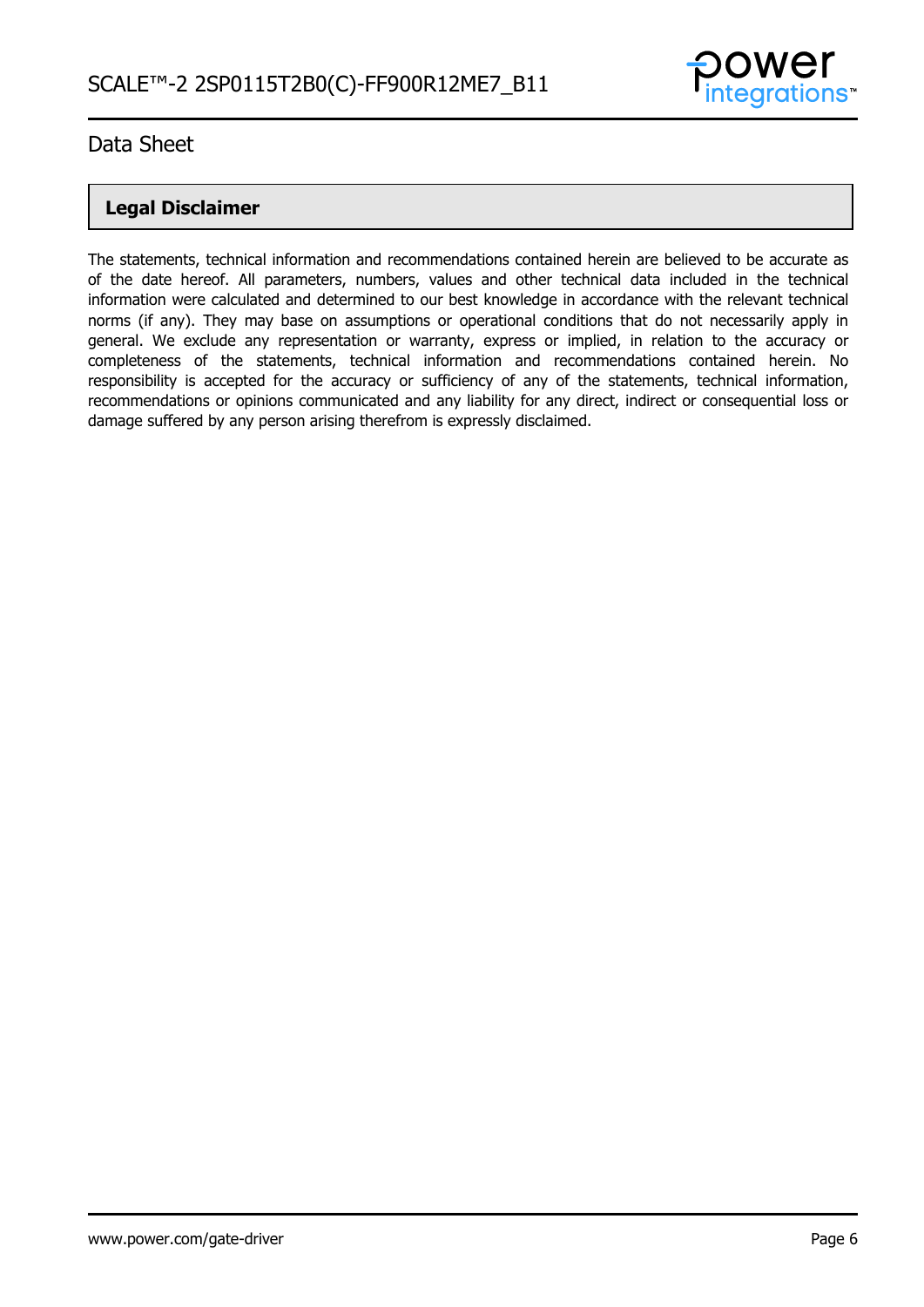## Legal Disclaimer

The statements, technical information and recommendations contained herein are believed to be accurate as of the date hereof. All parameters, numbers, values and other technical data included in the technical information were calculated and determined to our best knowledge in accordance with the relevant technical norms (if any). They may base on assumptions or operational conditions that do not necessarily apply in general. We exclude any representation or warranty, express or implied, in relation to the accuracy or completeness of the statements, technical information and recommendations contained herein. No responsibility is accepted for the accuracy or sufficiency of any of the statements, technical information, recommendations or opinions communicated and any liability for any direct, indirect or consequential loss or damage suffered by any person arising therefrom is expressly disclaimed.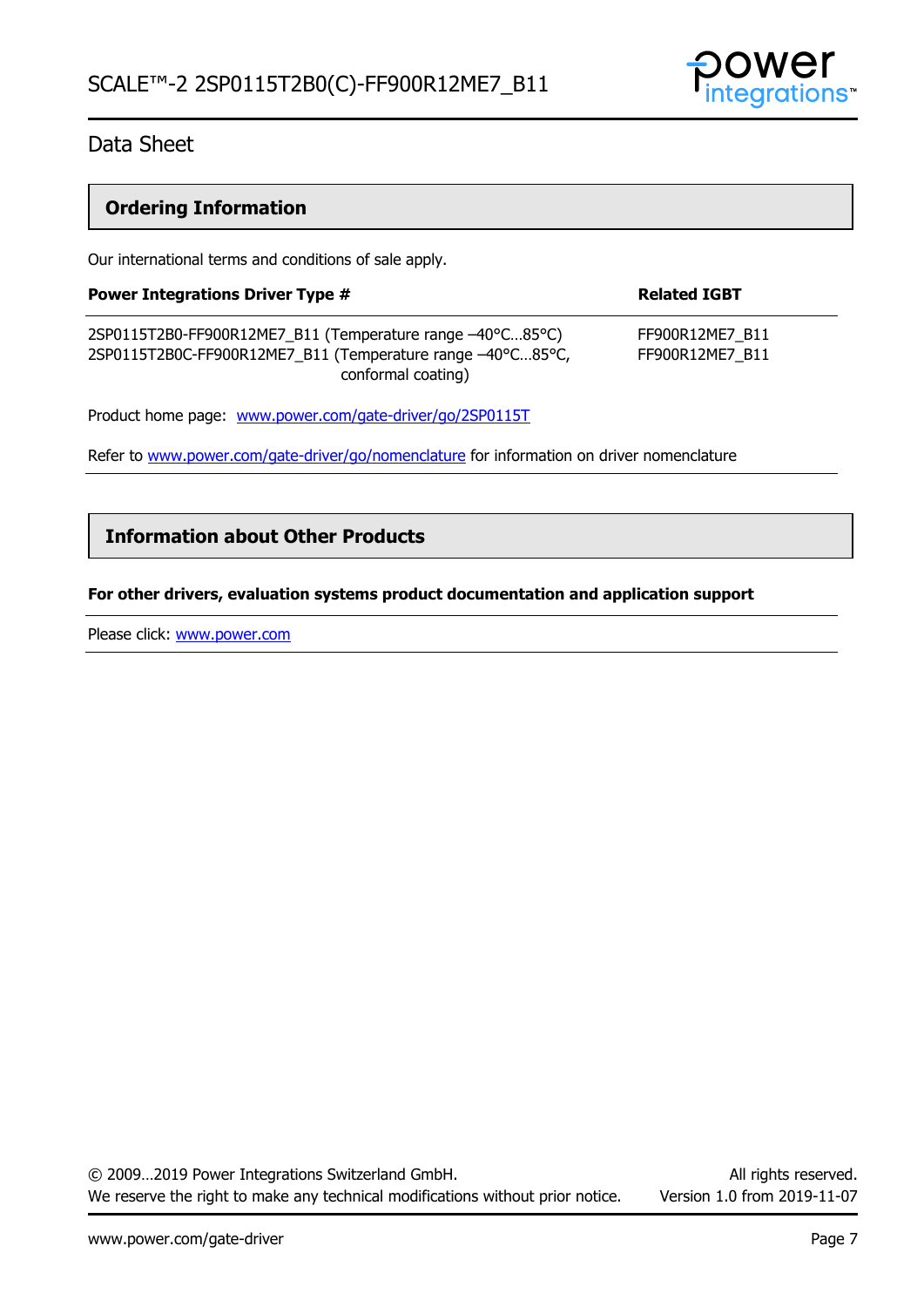## Ordering Information

Our international terms and conditions of sale apply.

| Power Integrations Driver Type # | Related IGBT |
|---|---|
| 2SP0115T2B0-FF900R12ME7_B11 (Temperature range –40°C…85°C) | FF900R12ME7_B11 |
| 2SP0115T2B0C-FF900R12ME7_B11 (Temperature range –40°C…85°C, conformal coating) | FF900R12ME7_B11 |

Product home page: [www.power.com/gate-driver/go/2SP0115T](http://www.power.com/gate-driver/go/2SP0115T)

Refer to [www.power.com/gate-driver/go/nomenclature](http://www.power.com/gate-driver/go/nomenclature) for information on driver nomenclature

## Information about Other Products

**For other drivers, evaluation systems product documentation and application support**

Please click: [www.power.com](http://www.power.com)

© 2009…2019 Power Integrations Switzerland GmbH. All rights reserved.
We reserve the right to make any technical modifications without prior notice. Version 1.0 from 2019-11-07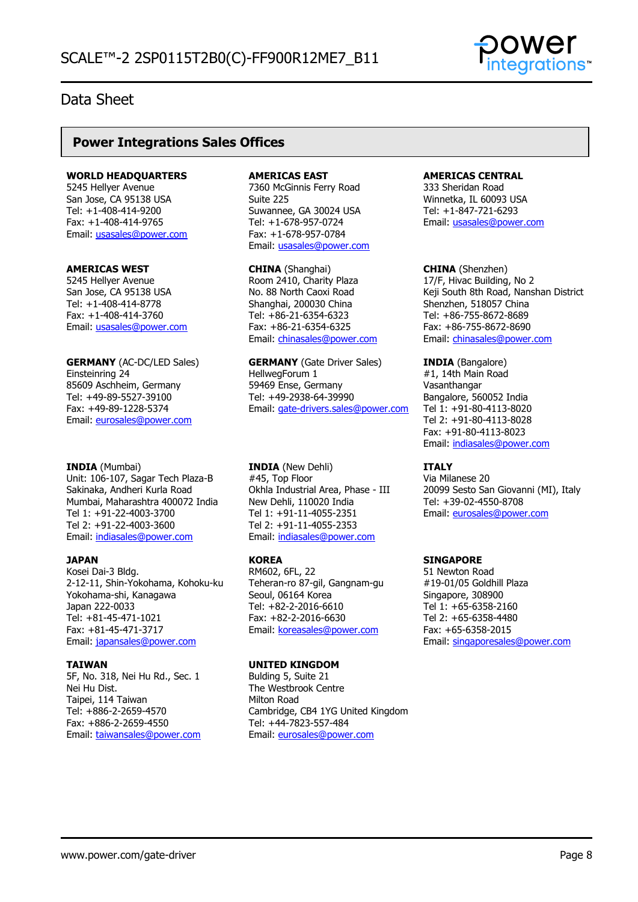## Power Integrations Sales Offices

**WORLD HEADQUARTERS**
5245 Hellyer Avenue
San Jose, CA 95138 USA
Tel: +1-408-414-9200
Fax: +1-408-414-9765
Email: usasales@power.com

**AMERICAS EAST**
7360 McGinnis Ferry Road
Suite 225
Suwannee, GA 30024 USA
Tel: +1-678-957-0724
Fax: +1-678-957-0784
Email: usasales@power.com

**AMERICAS CENTRAL**
333 Sheridan Road
Winnetka, IL 60093 USA
Tel: +1-847-721-6293
Email: usasales@power.com

**AMERICAS WEST**
5245 Hellyer Avenue
San Jose, CA 95138 USA
Tel: +1-408-414-8778
Fax: +1-408-414-3760
Email: usasales@power.com

**CHINA** (Shanghai)
Room 2410, Charity Plaza
No. 88 North Caoxi Road
Shanghai, 200030 China
Tel: +86-21-6354-6323
Fax: +86-21-6354-6325
Email: chinasales@power.com

**CHINA** (Shenzhen)
17/F, Hivac Building, No 2
Keji South 8th Road, Nanshan District
Shenzhen, 518057 China
Tel: +86-755-8672-8689
Fax: +86-755-8672-8690
Email: chinasales@power.com

**GERMANY** (AC-DC/LED Sales)
Einsteinring 24
85609 Aschheim, Germany
Tel: +49-89-5527-39100
Fax: +49-89-1228-5374
Email: eurosales@power.com

**GERMANY** (Gate Driver Sales)
HellwegForum 1
59469 Ense, Germany
Tel: +49-2938-64-39990
Email: gate-drivers.sales@power.com

**INDIA** (Bangalore)
#1, 14th Main Road
Vasanthangar
Bangalore, 560052 India
Tel 1: +91-80-4113-8020
Tel 2: +91-80-4113-8028
Fax: +91-80-4113-8023
Email: indiasales@power.com

**INDIA** (Mumbai)
Unit: 106-107, Sagar Tech Plaza-B
Sakinaka, Andheri Kurla Road
Mumbai, Maharashtra 400072 India
Tel 1: +91-22-4003-3700
Tel 2: +91-22-4003-3600
Email: indiasales@power.com

**INDIA** (New Dehli)
#45, Top Floor
Okhla Industrial Area, Phase - III
New Dehli, 110020 India
Tel 1: +91-11-4055-2351
Tel 2: +91-11-4055-2353
Email: indiasales@power.com

**ITALY**
Via Milanese 20
20099 Sesto San Giovanni (MI), Italy
Tel: +39-02-4550-8708
Email: eurosales@power.com

**JAPAN**
Kosei Dai-3 Bldg.
2-12-11, Shin-Yokohama, Kohoku-ku
Yokohama-shi, Kanagawa
Japan 222-0033
Tel: +81-45-471-1021
Fax: +81-45-471-3717
Email: japansales@power.com

**KOREA**
RM602, 6FL, 22
Teheran-ro 87-gil, Gangnam-gu
Seoul, 06164 Korea
Tel: +82-2-2016-6610
Fax: +82-2-2016-6630
Email: koreasales@power.com

**SINGAPORE**
51 Newton Road
#19-01/05 Goldhill Plaza
Singapore, 308900
Tel 1: +65-6358-2160
Tel 2: +65-6358-4480
Fax: +65-6358-2015
Email: singaporesales@power.com

**TAIWAN**
5F, No. 318, Nei Hu Rd., Sec. 1
Nei Hu Dist.
Taipei, 114 Taiwan
Tel: +886-2-2659-4570
Fax: +886-2-2659-4550
Email: taiwansales@power.com

**UNITED KINGDOM**
Bulding 5, Suite 21
The Westbrook Centre
Milton Road
Cambridge, CB4 1YG United Kingdom
Tel: +44-7823-557-484
Email: eurosales@power.com